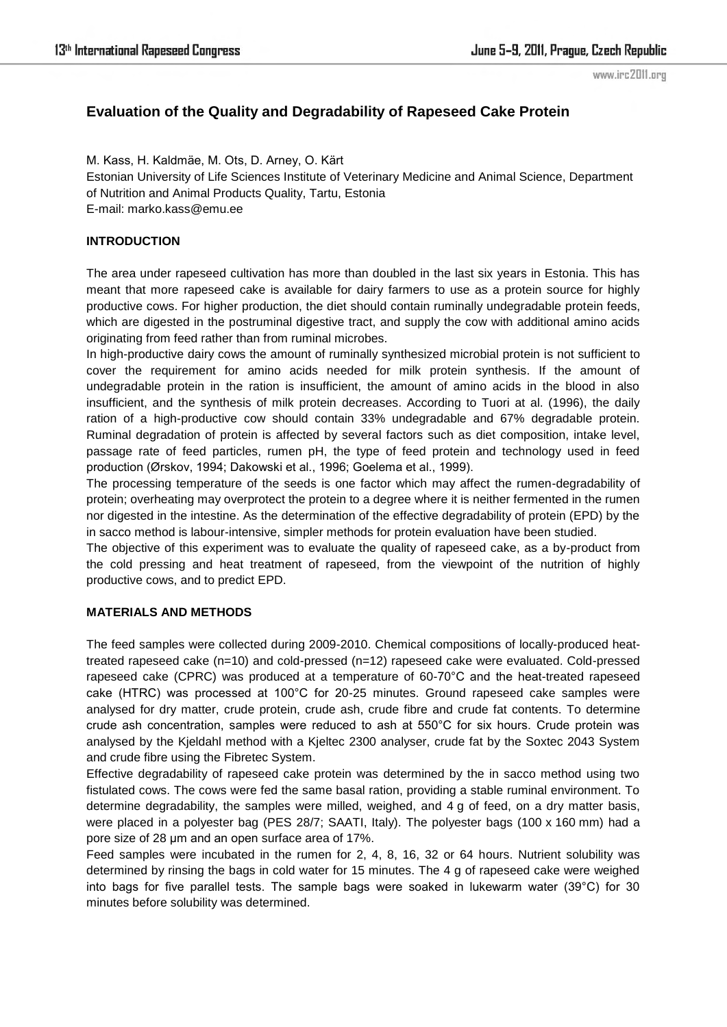# Evaluation of the Quality and Degradability of Rapeseed Cake Protein

M. Kass, H. Kaldmäe, M. Ots, D. Arney, O. Kärt

Estonian University of Life Sciences Institute of Veterinary Medicine and Animal Science, Department of Nutrition and Animal Products Quality, Tartu, Estonia

E-mail: marko.kass@emu.ee

## INTRODUCTION

The area under rapeseed cultivation has more than doubled in the last six years in Estonia. This has meant that more rapeseed cake is available for dairy farmers to use as a protein source for highly productive cows. For higher production, the diet should contain ruminally undegradable protein feeds, which are digested in the postruminal digestive tract, and supply the cow with additional amino acids originating from feed rather than from ruminal microbes.

In high-productive dairy cows the amount of ruminally synthesized microbial protein is not sufficient to cover the requirement for amino acids needed for milk protein synthesis. If the amount of undegradable protein in the ration is insufficient, the amount of amino acids in the blood in also insufficient, and the synthesis of milk protein decreases. According to Tuori at al. (1996), the daily ration of a high-productive cow should contain 33% undegradable and 67% degradable protein. Ruminal degradation of protein is affected by several factors such as diet composition, intake level, passage rate of feed particles, rumen pH, the type of feed protein and technology used in feed production (Ørskov, 1994; Dakowski et al., 1996; Goelema et al., 1999).

The processing temperature of the seeds is one factor which may affect the rumen-degradability of protein; overheating may overprotect the protein to a degree where it is neither fermented in the rumen nor digested in the intestine. As the determination of the effective degradability of protein (EPD) by the in sacco method is labour-intensive, simpler methods for protein evaluation have been studied.

The objective of this experiment was to evaluate the quality of rapeseed cake, as a by-product from the cold pressing and heat treatment of rapeseed, from the viewpoint of the nutrition of highly productive cows, and to predict EPD.

## MATERIALS AND METHODS

The feed samples were collected during 2009-2010. Chemical compositions of locally-produced heat-treated rapeseed cake (n=10) and cold-pressed (n=12) rapeseed cake were evaluated. Cold-pressed rapeseed cake (CPRC) was produced at a temperature of 60-70°C and the heat-treated rapeseed cake (HTRC) was processed at 100°C for 20-25 minutes. Ground rapeseed cake samples were analysed for dry matter, crude protein, crude ash, crude fibre and crude fat contents. To determine crude ash concentration, samples were reduced to ash at 550°C for six hours. Crude protein was analysed by the Kjeldahl method with a Kjeltec 2300 analyser, crude fat by the Soxtec 2043 System and crude fibre using the Fibretec System.

Effective degradability of rapeseed cake protein was determined by the in sacco method using two fistulated cows. The cows were fed the same basal ration, providing a stable ruminal environment. To determine degradability, the samples were milled, weighed, and 4 g of feed, on a dry matter basis, were placed in a polyester bag (PES 28/7; SAATI, Italy). The polyester bags (100 x 160 mm) had a pore size of 28 µm and an open surface area of 17%.

Feed samples were incubated in the rumen for 2, 4, 8, 16, 32 or 64 hours. Nutrient solubility was determined by rinsing the bags in cold water for 15 minutes. The 4 g of rapeseed cake were weighed into bags for five parallel tests. The sample bags were soaked in lukewarm water (39°C) for 30 minutes before solubility was determined.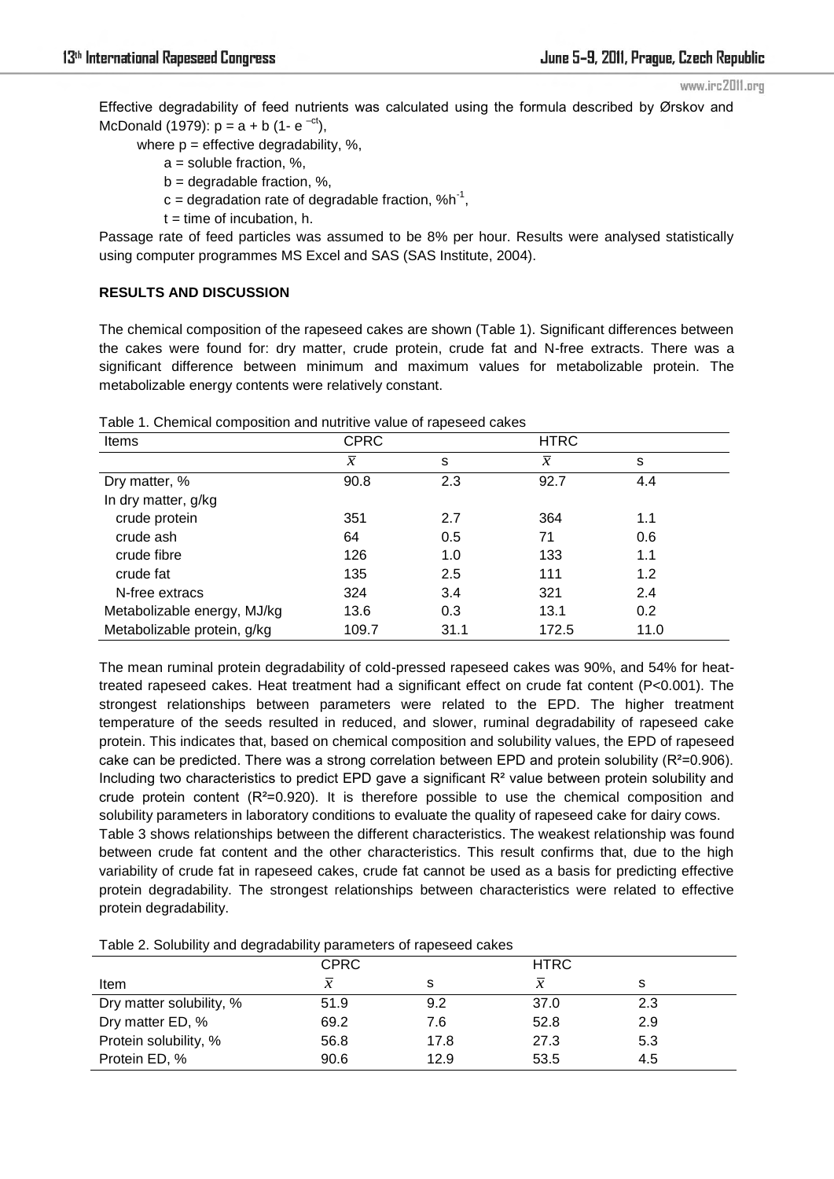Effective degradability of feed nutrients was calculated using the formula described by Ørskov and McDonald (1979): $p = a + b\,(1- e^{-ct})$,

where p = effective degradability, %,

a = soluble fraction, %,

b = degradable fraction, %,

c = degradation rate of degradable fraction, $\%h^{-1}$,

t = time of incubation, h.

Passage rate of feed particles was assumed to be 8% per hour. Results were analysed statistically using computer programmes MS Excel and SAS (SAS Institute, 2004).

## RESULTS AND DISCUSSION

The chemical composition of the rapeseed cakes are shown (Table 1). Significant differences between the cakes were found for: dry matter, crude protein, crude fat and N-free extracts. There was a significant difference between minimum and maximum values for metabolizable protein. The metabolizable energy contents were relatively constant.

Table 1. Chemical composition and nutritive value of rapeseed cakes

| Items | CPRC | | HTRC | |
|---|---|---|---|---|
| | $\bar{x}$ | s | $\bar{x}$ | s |
| Dry matter, % | 90.8 | 2.3 | 92.7 | 4.4 |
| In dry matter, g/kg | | | | |
| crude protein | 351 | 2.7 | 364 | 1.1 |
| crude ash | 64 | 0.5 | 71 | 0.6 |
| crude fibre | 126 | 1.0 | 133 | 1.1 |
| crude fat | 135 | 2.5 | 111 | 1.2 |
| N-free extracs | 324 | 3.4 | 321 | 2.4 |
| Metabolizable energy, MJ/kg | 13.6 | 0.3 | 13.1 | 0.2 |
| Metabolizable protein, g/kg | 109.7 | 31.1 | 172.5 | 11.0 |

The mean ruminal protein degradability of cold-pressed rapeseed cakes was 90%, and 54% for heat-treated rapeseed cakes. Heat treatment had a significant effect on crude fat content ($P<0.001$). The strongest relationships between parameters were related to the EPD. The higher treatment temperature of the seeds resulted in reduced, and slower, ruminal degradability of rapeseed cake protein. This indicates that, based on chemical composition and solubility values, the EPD of rapeseed cake can be predicted. There was a strong correlation between EPD and protein solubility ($R^2=0.906$). Including two characteristics to predict EPD gave a significant $R^2$ value between protein solubility and crude protein content ($R^2=0.920$). It is therefore possible to use the chemical composition and solubility parameters in laboratory conditions to evaluate the quality of rapeseed cake for dairy cows.

Table 3 shows relationships between the different characteristics. The weakest relationship was found between crude fat content and the other characteristics. This result confirms that, due to the high variability of crude fat in rapeseed cakes, crude fat cannot be used as a basis for predicting effective protein degradability. The strongest relationships between characteristics were related to effective protein degradability.

Table 2. Solubility and degradability parameters of rapeseed cakes

| Item | CPRC | | HTRC | |
|---|---|---|---|---|
| | $\bar{x}$ | s | $\bar{x}$ | s |
| Dry matter solubility, % | 51.9 | 9.2 | 37.0 | 2.3 |
| Dry matter ED, % | 69.2 | 7.6 | 52.8 | 2.9 |
| Protein solubility, % | 56.8 | 17.8 | 27.3 | 5.3 |
| Protein ED, % | 90.6 | 12.9 | 53.5 | 4.5 |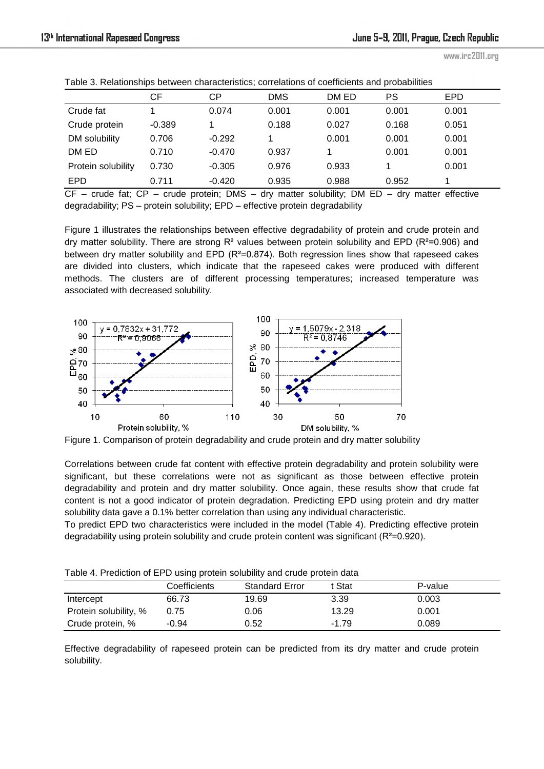Table 3. Relationships between characteristics; correlations of coefficients and probabilities

| | CF | CP | DMS | DM ED | PS | EPD |
|---|---|---|---|---|---|---|
| Crude fat | 1 | 0.074 | 0.001 | 0.001 | 0.001 | 0.001 |
| Crude protein | -0.389 | 1 | 0.188 | 0.027 | 0.168 | 0.051 |
| DM solubility | 0.706 | -0.292 | 1 | 0.001 | 0.001 | 0.001 |
| DM ED | 0.710 | -0.470 | 0.937 | 1 | 0.001 | 0.001 |
| Protein solubility | 0.730 | -0.305 | 0.976 | 0.933 | 1 | 0.001 |
| EPD | 0.711 | -0.420 | 0.935 | 0.988 | 0.952 | 1 |

CF – crude fat; CP – crude protein; DMS – dry matter solubility; DM ED – dry matter effective degradability; PS – protein solubility; EPD – effective protein degradability

Figure 1 illustrates the relationships between effective degradability of protein and crude protein and dry matter solubility. There are strong $R^2$ values between protein solubility and EPD ($R^2$=0.906) and between dry matter solubility and EPD ($R^2$=0.874). Both regression lines show that rapeseed cakes are divided into clusters, which indicate that the rapeseed cakes were produced with different methods. The clusters are of different processing temperatures; increased temperature was associated with decreased solubility.

Figure 1. Comparison of protein degradability and crude protein and dry matter solubility

Correlations between crude fat content with effective protein degradability and protein solubility were significant, but these correlations were not as significant as those between effective protein degradability and protein and dry matter solubility. Once again, these results show that crude fat content is not a good indicator of protein degradation. Predicting EPD using protein and dry matter solubility data gave a 0.1% better correlation than using any individual characteristic.
To predict EPD two characteristics were included in the model (Table 4). Predicting effective protein degradability using protein solubility and crude protein content was significant ($R^2$=0.920).

Table 4. Prediction of EPD using protein solubility and crude protein data

| | Coefficients | Standard Error | t Stat | P-value |
|---|---|---|---|---|
| Intercept | 66.73 | 19.69 | 3.39 | 0.003 |
| Protein solubility, % | 0.75 | 0.06 | 13.29 | 0.001 |
| Crude protein, % | -0.94 | 0.52 | -1.79 | 0.089 |

Effective degradability of rapeseed protein can be predicted from its dry matter and crude protein solubility.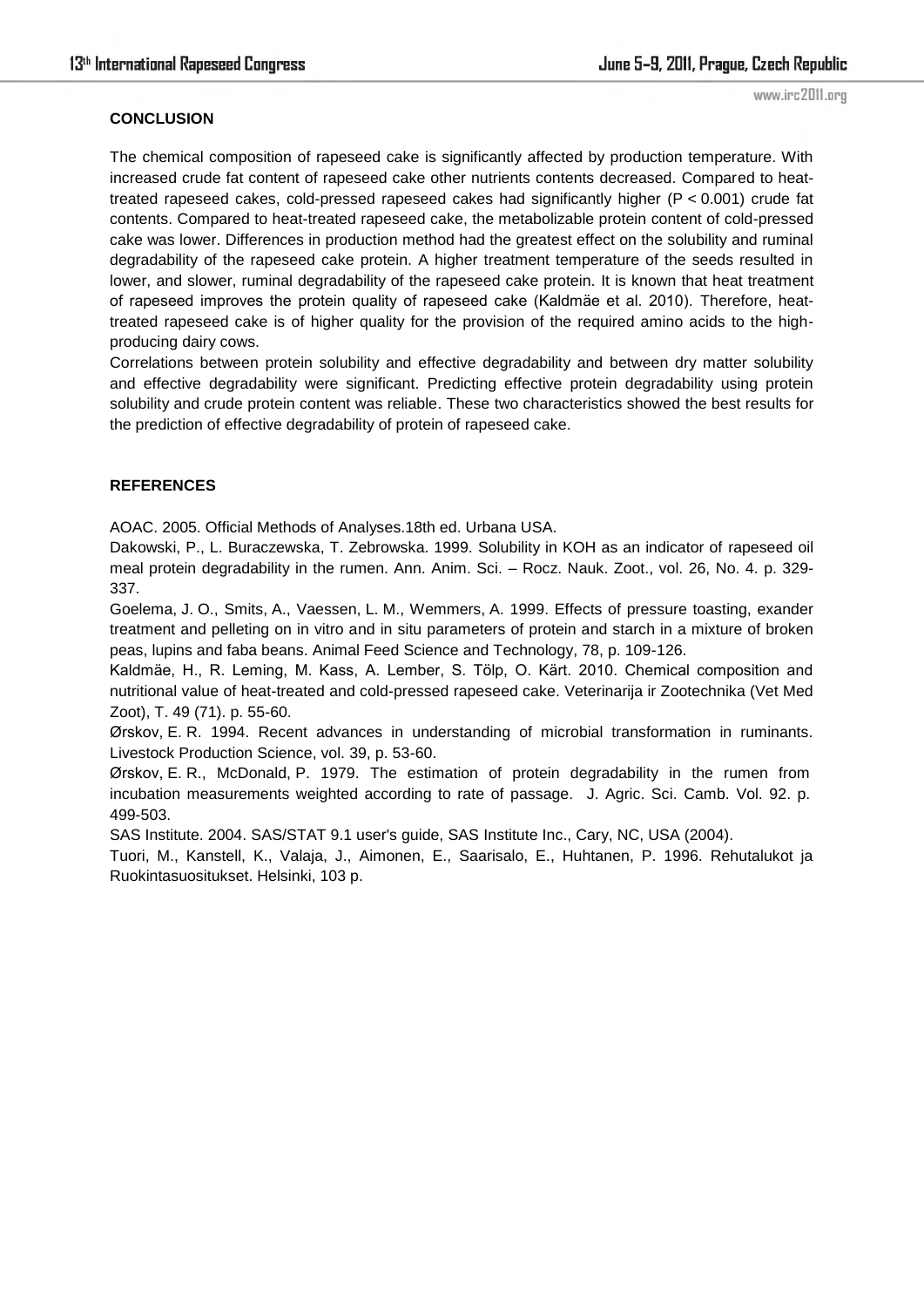## CONCLUSION

The chemical composition of rapeseed cake is significantly affected by production temperature. With increased crude fat content of rapeseed cake other nutrients contents decreased. Compared to heat-treated rapeseed cakes, cold-pressed rapeseed cakes had significantly higher ($P < 0.001$) crude fat contents. Compared to heat-treated rapeseed cake, the metabolizable protein content of cold-pressed cake was lower. Differences in production method had the greatest effect on the solubility and ruminal degradability of the rapeseed cake protein. A higher treatment temperature of the seeds resulted in lower, and slower, ruminal degradability of the rapeseed cake protein. It is known that heat treatment of rapeseed improves the protein quality of rapeseed cake (Kaldmäe et al. 2010). Therefore, heat-treated rapeseed cake is of higher quality for the provision of the required amino acids to the high-producing dairy cows.

Correlations between protein solubility and effective degradability and between dry matter solubility and effective degradability were significant. Predicting effective protein degradability using protein solubility and crude protein content was reliable. These two characteristics showed the best results for the prediction of effective degradability of protein of rapeseed cake.

## REFERENCES

AOAC. 2005. Official Methods of Analyses.18th ed. Urbana USA.

Dakowski, P., L. Buraczewska, T. Zebrowska. 1999. Solubility in KOH as an indicator of rapeseed oil meal protein degradability in the rumen. Ann. Anim. Sci. – Rocz. Nauk. Zoot., vol. 26, No. 4. p. 329-337.

Goelema, J. O., Smits, A., Vaessen, L. M., Wemmers, A. 1999. Effects of pressure toasting, exander treatment and pelleting on in vitro and in situ parameters of protein and starch in a mixture of broken peas, lupins and faba beans. Animal Feed Science and Technology, 78, p. 109-126.

Kaldmäe, H., R. Leming, M. Kass, A. Lember, S. Tölp, O. Kärt. 2010. Chemical composition and nutritional value of heat-treated and cold-pressed rapeseed cake. Veterinarija ir Zootechnika (Vet Med Zoot), T. 49 (71). p. 55-60.

Ørskov, E. R. 1994. Recent advances in understanding of microbial transformation in ruminants. Livestock Production Science, vol. 39, p. 53-60.

Ørskov, E. R., McDonald, P. 1979. The estimation of protein degradability in the rumen from incubation measurements weighted according to rate of passage. J. Agric. Sci. Camb. Vol. 92. p. 499-503.

SAS Institute. 2004. SAS/STAT 9.1 user's guide, SAS Institute Inc., Cary, NC, USA (2004).

Tuori, M., Kanstell, K., Valaja, J., Aimonen, E., Saarisalo, E., Huhtanen, P. 1996. Rehutalukot ja Ruokintasuositukset. Helsinki, 103 p.